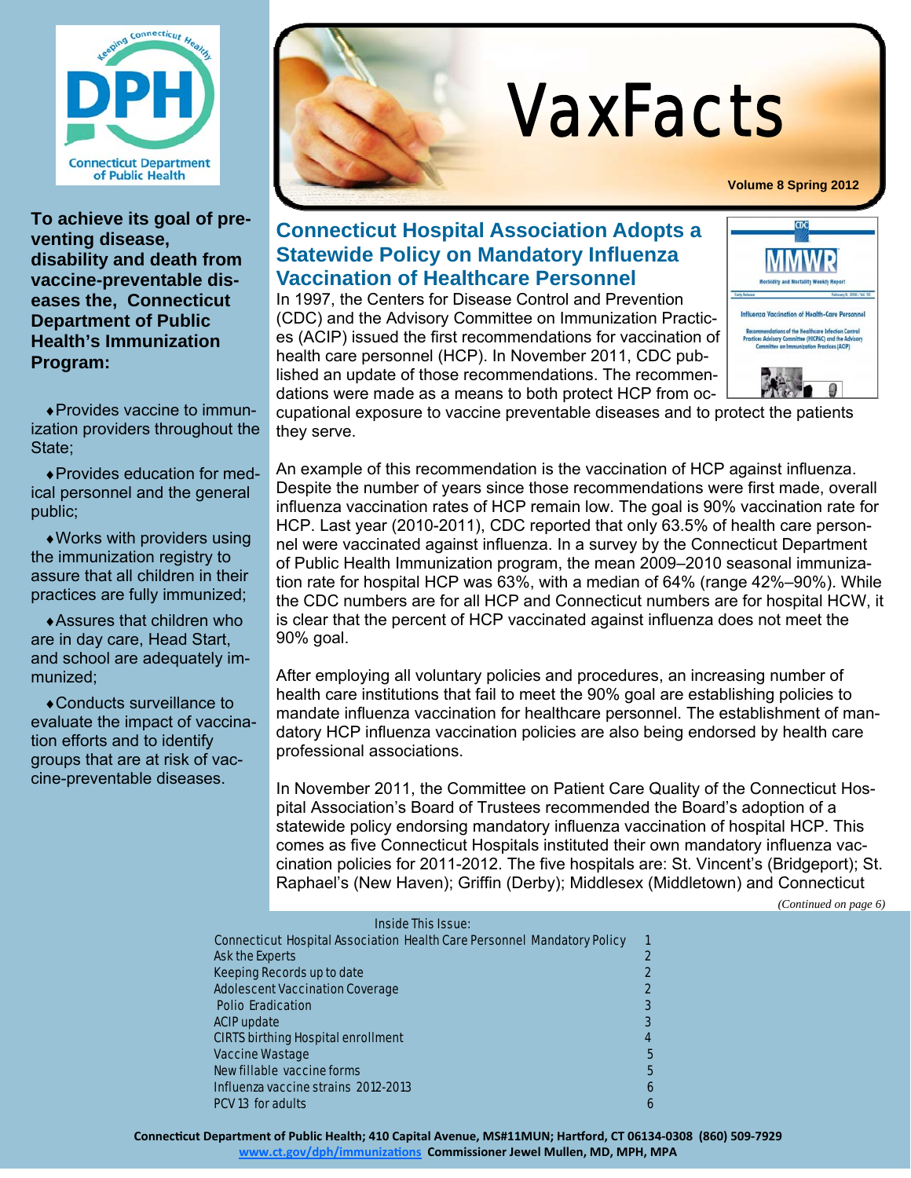# VaxFacts

**Volume 8 Spring 2012**

**To achieve its goal of preventing disease, disability and death from vaccine-preventable diseases the, Connecticut Department of Public Health's Immunization Program:**

- Provides vaccine to immunization providers throughout the State;
- Provides education for medical personnel and the general public;
- Works with providers using the immunization registry to assure that all children in their practices are fully immunized;
- Assures that children who are in day care, Head Start, and school are adequately immunized;
- Conducts surveillance to evaluate the impact of vaccination efforts and to identify groups that are at risk of vaccine-preventable diseases.

## Connecticut Hospital Association Adopts a Statewide Policy on Mandatory Influenza Vaccination of Healthcare Personnel

In 1997, the Centers for Disease Control and Prevention (CDC) and the Advisory Committee on Immunization Practices (ACIP) issued the first recommendations for vaccination of health care personnel (HCP). In November 2011, CDC published an update of those recommendations. The recommendations were made as a means to both protect HCP from occupational exposure to vaccine preventable diseases and to protect the patients they serve.

An example of this recommendation is the vaccination of HCP against influenza. Despite the number of years since those recommendations were first made, overall influenza vaccination rates of HCP remain low. The goal is 90% vaccination rate for HCP. Last year (2010-2011), CDC reported that only 63.5% of health care personnel were vaccinated against influenza. In a survey by the Connecticut Department of Public Health Immunization program, the mean 2009–2010 seasonal immunization rate for hospital HCP was 63%, with a median of 64% (range 42%–90%). While the CDC numbers are for all HCP and Connecticut numbers are for hospital HCW, it is clear that the percent of HCP vaccinated against influenza does not meet the 90% goal.

After employing all voluntary policies and procedures, an increasing number of health care institutions that fail to meet the 90% goal are establishing policies to mandate influenza vaccination for healthcare personnel. The establishment of mandatory HCP influenza vaccination policies are also being endorsed by health care professional associations.

In November 2011, the Committee on Patient Care Quality of the Connecticut Hospital Association's Board of Trustees recommended the Board's adoption of a statewide policy endorsing mandatory influenza vaccination of hospital HCP. This comes as five Connecticut Hospitals instituted their own mandatory influenza vaccination policies for 2011-2012. The five hospitals are: St. Vincent's (Bridgeport); St. Raphael's (New Haven); Griffin (Derby); Middlesex (Middletown) and Connecticut

*(Continued on page 6)*

**Inside This Issue:**

| | |
|---|---|
| Connecticut Hospital Association Health Care Personnel Mandatory Policy | 1 |
| Ask the Experts | 2 |
| Keeping Records up to date | 2 |
| Adolescent Vaccination Coverage | 2 |
| Polio Eradication | 3 |
| ACIP update | 3 |
| CIRTS birthing Hospital enrollment | 4 |
| Vaccine Wastage | 5 |
| New fillable vaccine forms | 5 |
| Influenza vaccine strains 2012-2013 | 6 |
| PCV 13 for adults | 6 |

**Connecticut Department of Public Health; 410 Capital Avenue, MS#11MUN; Hartford, CT 06134-0308 (860) 509-7929**
**www.ct.gov/dph/immunizations Commissioner Jewel Mullen, MD, MPH, MPA**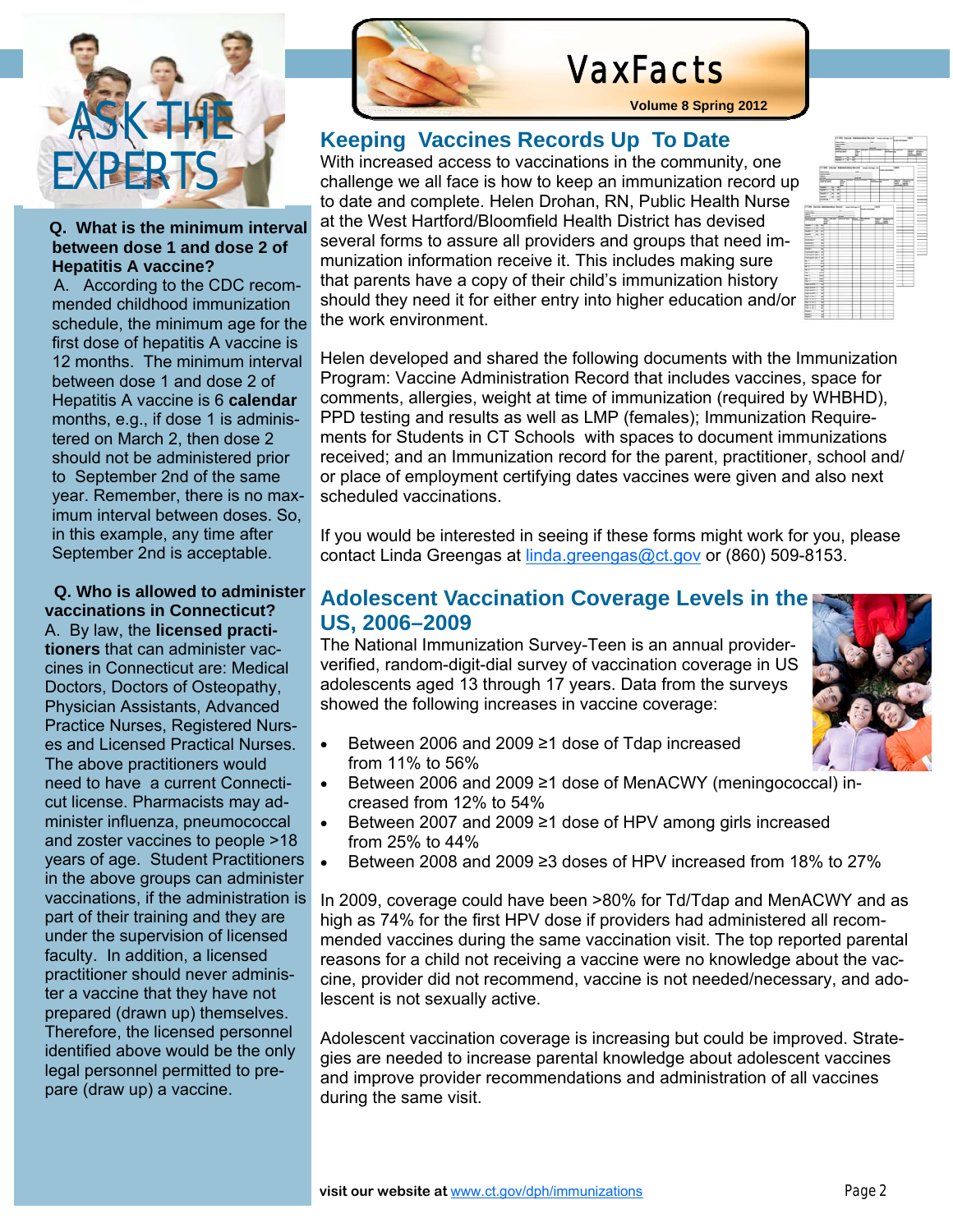# VaxFacts

**Volume 8 Spring 2012**

## ASK THE EXPERTS

**Q. What is the minimum interval between dose 1 and dose 2 of Hepatitis A vaccine?**

A. According to the CDC recommended childhood immunization schedule, the minimum age for the first dose of hepatitis A vaccine is 12 months. The minimum interval between dose 1 and dose 2 of Hepatitis A vaccine is 6 **calendar** months, e.g., if dose 1 is administered on March 2, then dose 2 should not be administered prior to September 2nd of the same year. Remember, there is no maximum interval between doses. So, in this example, any time after September 2nd is acceptable.

**Q. Who is allowed to administer vaccinations in Connecticut?**

A. By law, the **licensed practitioners** that can administer vaccines in Connecticut are: Medical Doctors, Doctors of Osteopathy, Physician Assistants, Advanced Practice Nurses, Registered Nurses and Licensed Practical Nurses. The above practitioners would need to have a current Connecticut license. Pharmacists may administer influenza, pneumococcal and zoster vaccines to people >18 years of age. Student Practitioners in the above groups can administer vaccinations, if the administration is part of their training and they are under the supervision of licensed faculty. In addition, a licensed practitioner should never administer a vaccine that they have not prepared (drawn up) themselves. Therefore, the licensed personnel identified above would be the only legal personnel permitted to prepare (draw up) a vaccine.

## Keeping Vaccines Records Up To Date

With increased access to vaccinations in the community, one challenge we all face is how to keep an immunization record up to date and complete. Helen Drohan, RN, Public Health Nurse at the West Hartford/Bloomfield Health District has devised several forms to assure all providers and groups that need immunization information receive it. This includes making sure that parents have a copy of their child's immunization history should they need it for either entry into higher education and/or the work environment.

Helen developed and shared the following documents with the Immunization Program: Vaccine Administration Record that includes vaccines, space for comments, allergies, weight at time of immunization (required by WHBHD), PPD testing and results as well as LMP (females); Immunization Requirements for Students in CT Schools with spaces to document immunizations received; and an Immunization record for the parent, practitioner, school and/or place of employment certifying dates vaccines were given and also next scheduled vaccinations.

If you would be interested in seeing if these forms might work for you, please contact Linda Greengas at [linda.greengas@ct.gov](mailto:linda.greengas@ct.gov) or (860) 509-8153.

## Adolescent Vaccination Coverage Levels in the US, 2006–2009

The National Immunization Survey-Teen is an annual provider-verified, random-digit-dial survey of vaccination coverage in US adolescents aged 13 through 17 years. Data from the surveys showed the following increases in vaccine coverage:

- Between 2006 and 2009 ≥1 dose of Tdap increased from 11% to 56%
- Between 2006 and 2009 ≥1 dose of MenACWY (meningococcal) increased from 12% to 54%
- Between 2007 and 2009 ≥1 dose of HPV among girls increased from 25% to 44%
- Between 2008 and 2009 ≥3 doses of HPV increased from 18% to 27%

In 2009, coverage could have been >80% for Td/Tdap and MenACWY and as high as 74% for the first HPV dose if providers had administered all recommended vaccines during the same vaccination visit. The top reported parental reasons for a child not receiving a vaccine were no knowledge about the vaccine, provider did not recommend, vaccine is not needed/necessary, and adolescent is not sexually active.

Adolescent vaccination coverage is increasing but could be improved. Strategies are needed to increase parental knowledge about adolescent vaccines and improve provider recommendations and administration of all vaccines during the same visit.

**visit our website at** [www.ct.gov/dph/immunizations](http://www.ct.gov/dph/immunizations)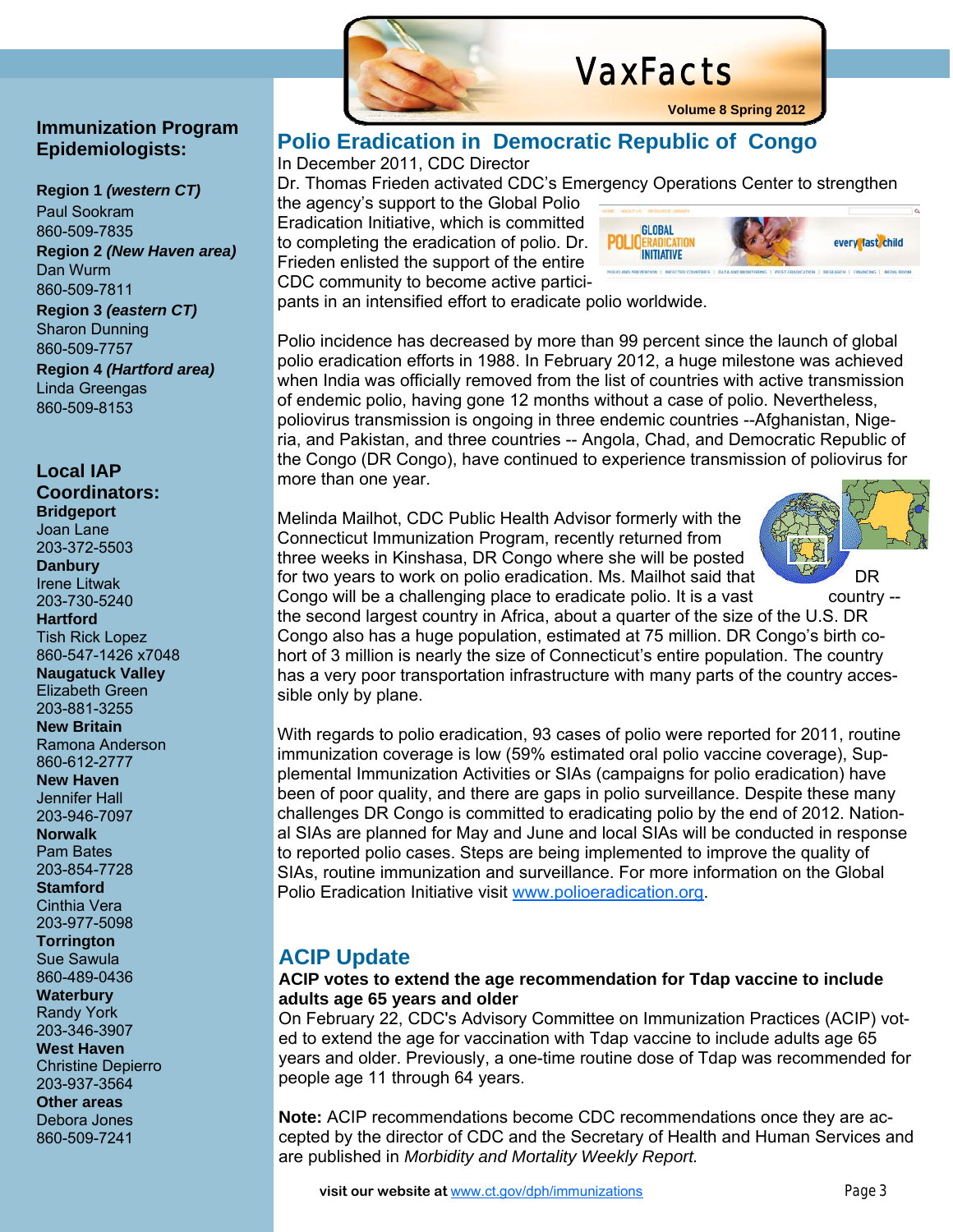## Immunization Program Epidemiologists:

**Region 1 *(western CT)***
Paul Sookram
860-509-7835

**Region 2 *(New Haven area)***
Dan Wurm
860-509-7811

**Region 3 *(eastern CT)***
Sharon Dunning
860-509-7757

**Region 4 *(Hartford area)***
Linda Greengas
860-509-8153

## Local IAP Coordinators:

**Bridgeport**
Joan Lane
203-372-5503

**Danbury**
Irene Litwak
203-730-5240

**Hartford**
Tish Rick Lopez
860-547-1426 x7048

**Naugatuck Valley**
Elizabeth Green
203-881-3255

**New Britain**
Ramona Anderson
860-612-2777

**New Haven**
Jennifer Hall
203-946-7097

**Norwalk**
Pam Bates
203-854-7728

**Stamford**
Cinthia Vera
203-977-5098

**Torrington**
Sue Sawula
860-489-0436

**Waterbury**
Randy York
203-346-3907

**West Haven**
Christine Depierro
203-937-3564

**Other areas**
Debora Jones
860-509-7241

# Polio Eradication in Democratic Republic of Congo

In December 2011, CDC Director Dr. Thomas Frieden activated CDC's Emergency Operations Center to strengthen the agency's support to the Global Polio Eradication Initiative, which is committed to completing the eradication of polio. Dr. Frieden enlisted the support of the entire CDC community to become active participants in an intensified effort to eradicate polio worldwide.

Polio incidence has decreased by more than 99 percent since the launch of global polio eradication efforts in 1988. In February 2012, a huge milestone was achieved when India was officially removed from the list of countries with active transmission of endemic polio, having gone 12 months without a case of polio. Nevertheless, poliovirus transmission is ongoing in three endemic countries --Afghanistan, Nigeria, and Pakistan, and three countries -- Angola, Chad, and Democratic Republic of the Congo (DR Congo), have continued to experience transmission of poliovirus for more than one year.

Melinda Mailhot, CDC Public Health Advisor formerly with the Connecticut Immunization Program, recently returned from three weeks in Kinshasa, DR Congo where she will be posted for two years to work on polio eradication. Ms. Mailhot said that DR Congo will be a challenging place to eradicate polio. It is a vast country -- the second largest country in Africa, about a quarter of the size of the U.S. DR Congo also has a huge population, estimated at 75 million. DR Congo's birth cohort of 3 million is nearly the size of Connecticut's entire population. The country has a very poor transportation infrastructure with many parts of the country accessible only by plane.

With regards to polio eradication, 93 cases of polio were reported for 2011, routine immunization coverage is low (59% estimated oral polio vaccine coverage), Supplemental Immunization Activities or SIAs (campaigns for polio eradication) have been of poor quality, and there are gaps in polio surveillance. Despite these many challenges DR Congo is committed to eradicating polio by the end of 2012. National SIAs are planned for May and June and local SIAs will be conducted in response to reported polio cases. Steps are being implemented to improve the quality of SIAs, routine immunization and surveillance. For more information on the Global Polio Eradication Initiative visit www.polioeradication.org.

# ACIP Update

**ACIP votes to extend the age recommendation for Tdap vaccine to include adults age 65 years and older**

On February 22, CDC's Advisory Committee on Immunization Practices (ACIP) voted to extend the age for vaccination with Tdap vaccine to include adults age 65 years and older. Previously, a one-time routine dose of Tdap was recommended for people age 11 through 64 years.

**Note:** ACIP recommendations become CDC recommendations once they are accepted by the director of CDC and the Secretary of Health and Human Services and are published in *Morbidity and Mortality Weekly Report.*

**visit our website at** www.ct.gov/dph/immunizations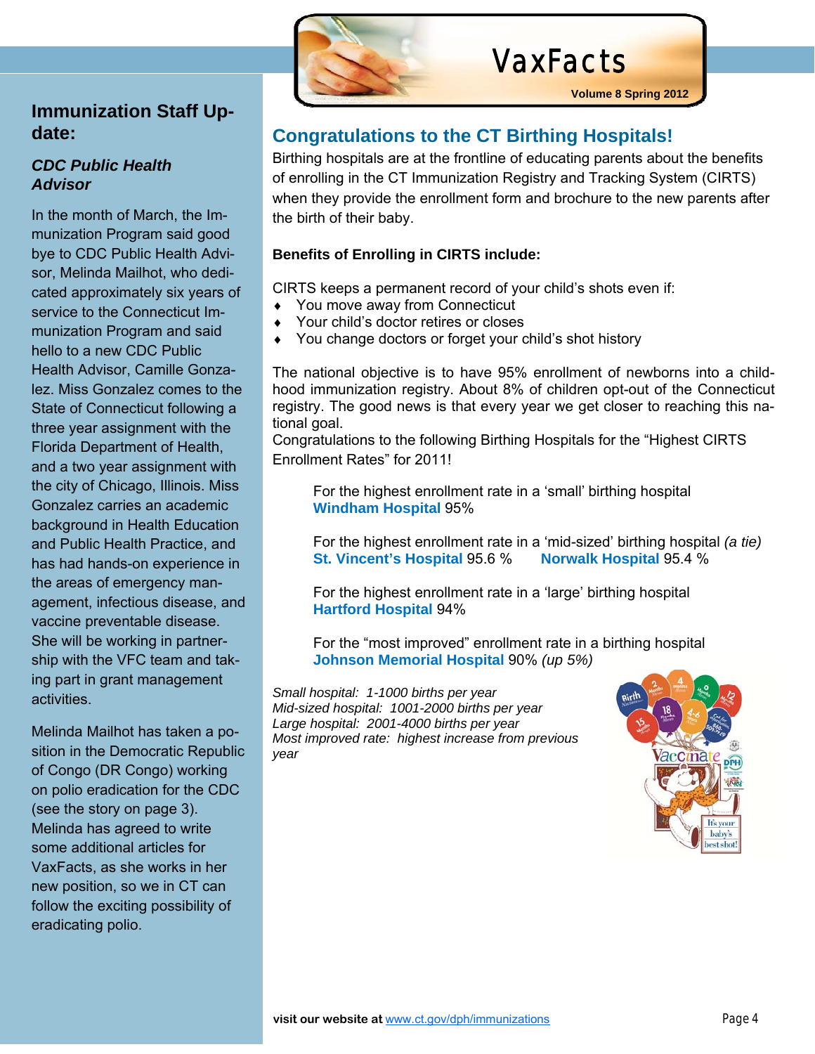# VaxFacts

Volume 8 Spring 2012

## Immunization Staff Update:

### *CDC Public Health Advisor*

In the month of March, the Immunization Program said good bye to CDC Public Health Advisor, Melinda Mailhot, who dedicated approximately six years of service to the Connecticut Immunization Program and said hello to a new CDC Public Health Advisor, Camille Gonzalez. Miss Gonzalez comes to the State of Connecticut following a three year assignment with the Florida Department of Health, and a two year assignment with the city of Chicago, Illinois. Miss Gonzalez carries an academic background in Health Education and Public Health Practice, and has had hands-on experience in the areas of emergency management, infectious disease, and vaccine preventable disease. She will be working in partnership with the VFC team and taking part in grant management activities.

Melinda Mailhot has taken a position in the Democratic Republic of Congo (DR Congo) working on polio eradication for the CDC (see the story on page 3). Melinda has agreed to write some additional articles for VaxFacts, as she works in her new position, so we in CT can follow the exciting possibility of eradicating polio.

## Congratulations to the CT Birthing Hospitals!

Birthing hospitals are at the frontline of educating parents about the benefits of enrolling in the CT Immunization Registry and Tracking System (CIRTS) when they provide the enrollment form and brochure to the new parents after the birth of their baby.

**Benefits of Enrolling in CIRTS include:**

CIRTS keeps a permanent record of your child's shots even if:

- You move away from Connecticut
- Your child's doctor retires or closes
- You change doctors or forget your child's shot history

The national objective is to have 95% enrollment of newborns into a childhood immunization registry. About 8% of children opt-out of the Connecticut registry. The good news is that every year we get closer to reaching this national goal.

Congratulations to the following Birthing Hospitals for the "Highest CIRTS Enrollment Rates" for 2011!

For the highest enrollment rate in a 'small' birthing hospital
**Windham Hospital** 95%

For the highest enrollment rate in a 'mid-sized' birthing hospital *(a tie)*
**St. Vincent's Hospital** 95.6 % **Norwalk Hospital** 95.4 %

For the highest enrollment rate in a 'large' birthing hospital
**Hartford Hospital** 94%

For the "most improved" enrollment rate in a birthing hospital
**Johnson Memorial Hospital** 90% *(up 5%)*

*Small hospital: 1-1000 births per year*
*Mid-sized hospital: 1001-2000 births per year*
*Large hospital: 2001-4000 births per year*
*Most improved rate: highest increase from previous year*

**visit our website at** www.ct.gov/dph/immunizations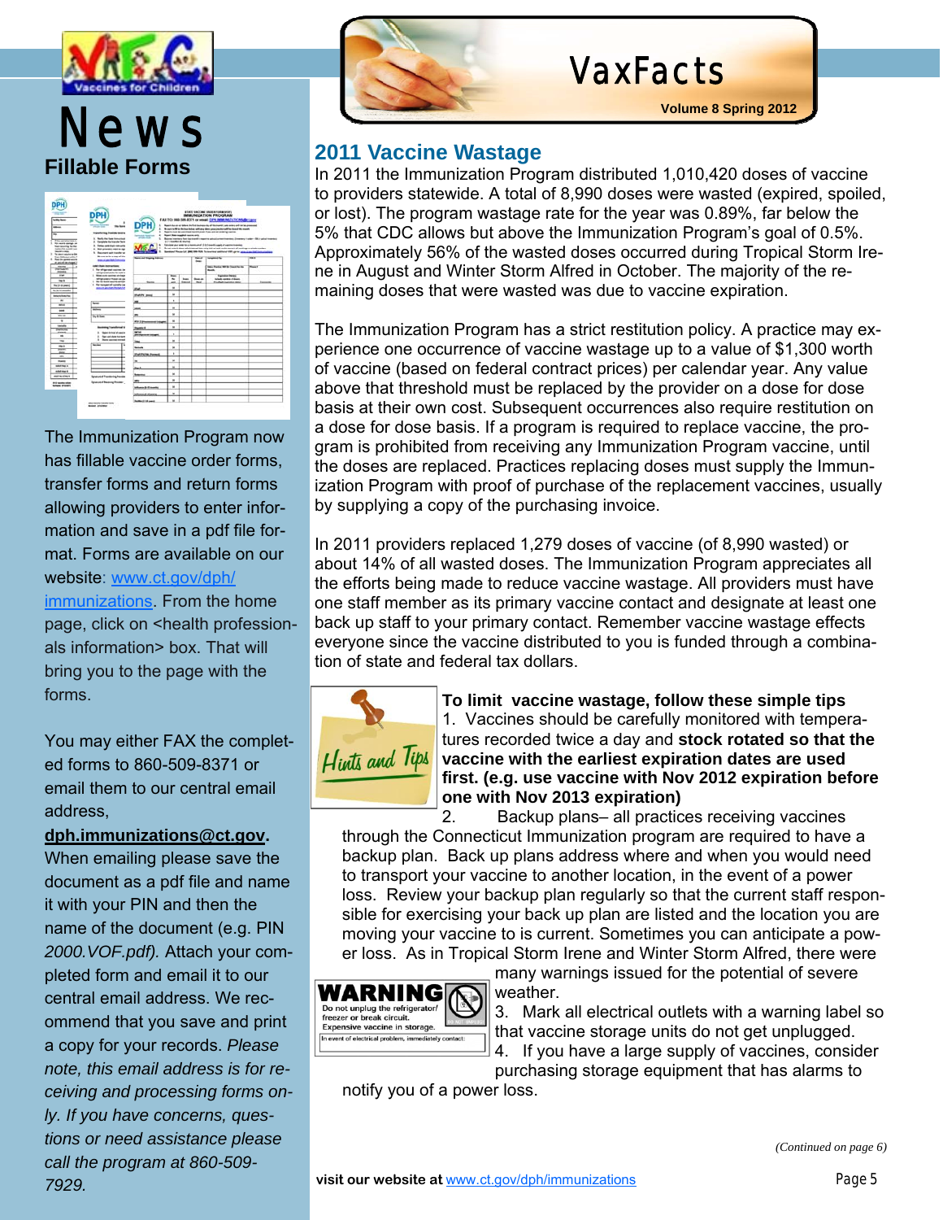# News

## Fillable Forms

The Immunization Program now has fillable vaccine order forms, transfer forms and return forms allowing providers to enter information and save in a pdf file format. Forms are available on our website: [www.ct.gov/dph/immunizations](http://www.ct.gov/dph/immunizations). From the home page, click on <health professionals information> box. That will bring you to the page with the forms.

You may either FAX the completed forms to 860-509-8371 or email them to our central email address, **dph.immunizations@ct.gov**. When emailing please save the document as a pdf file and name it with your PIN and then the name of the document (e.g. PIN *2000.VOF.pdf).* Attach your completed form and email it to our central email address. We recommend that you save and print a copy for your records. *Please note, this email address is for receiving and processing forms only. If you have concerns, questions or need assistance please call the program at 860-509-7929.*

# VaxFacts

Volume 8 Spring 2012

## 2011 Vaccine Wastage

In 2011 the Immunization Program distributed 1,010,420 doses of vaccine to providers statewide. A total of 8,990 doses were wasted (expired, spoiled, or lost). The program wastage rate for the year was 0.89%, far below the 5% that CDC allows but above the Immunization Program's goal of 0.5%. Approximately 56% of the wasted doses occurred during Tropical Storm Irene in August and Winter Storm Alfred in October. The majority of the remaining doses that were wasted was due to vaccine expiration.

The Immunization Program has a strict restitution policy. A practice may experience one occurrence of vaccine wastage up to a value of $1,300 worth of vaccine (based on federal contract prices) per calendar year. Any value above that threshold must be replaced by the provider on a dose for dose basis at their own cost. Subsequent occurrences also require restitution on a dose for dose basis. If a program is required to replace vaccine, the program is prohibited from receiving any Immunization Program vaccine, until the doses are replaced. Practices replacing doses must supply the Immunization Program with proof of purchase of the replacement vaccines, usually by supplying a copy of the purchasing invoice.

In 2011 providers replaced 1,279 doses of vaccine (of 8,990 wasted) or about 14% of all wasted doses. The Immunization Program appreciates all the efforts being made to reduce vaccine wastage. All providers must have one staff member as its primary vaccine contact and designate at least one back up staff to your primary contact. Remember vaccine wastage effects everyone since the vaccine distributed to you is funded through a combination of state and federal tax dollars.

Hints and Tips

**To limit vaccine wastage, follow these simple tips**

1. Vaccines should be carefully monitored with temperatures recorded twice a day and **stock rotated so that the vaccine with the earliest expiration dates are used first. (e.g. use vaccine with Nov 2012 expiration before one with Nov 2013 expiration)**
2. Backup plans– all practices receiving vaccines through the Connecticut Immunization program are required to have a backup plan. Back up plans address where and when you would need to transport your vaccine to another location, in the event of a power loss. Review your backup plan regularly so that the current staff responsible for exercising your back up plan are listed and the location you are moving your vaccine to is current. Sometimes you can anticipate a power loss. As in Tropical Storm Irene and Winter Storm Alfred, there were many warnings issued for the potential of severe weather.
3. Mark all electrical outlets with a warning label so that vaccine storage units do not get unplugged.
4. If you have a large supply of vaccines, consider purchasing storage equipment that has alarms to notify you of a power loss.

**WARNING** Do not unplug the refrigerator/freezer or break circuit. Expensive vaccine in storage. In event of electrical problem, immediately contact:

*(Continued on page 6)*

**visit our website at** [www.ct.gov/dph/immunizations](http://www.ct.gov/dph/immunizations)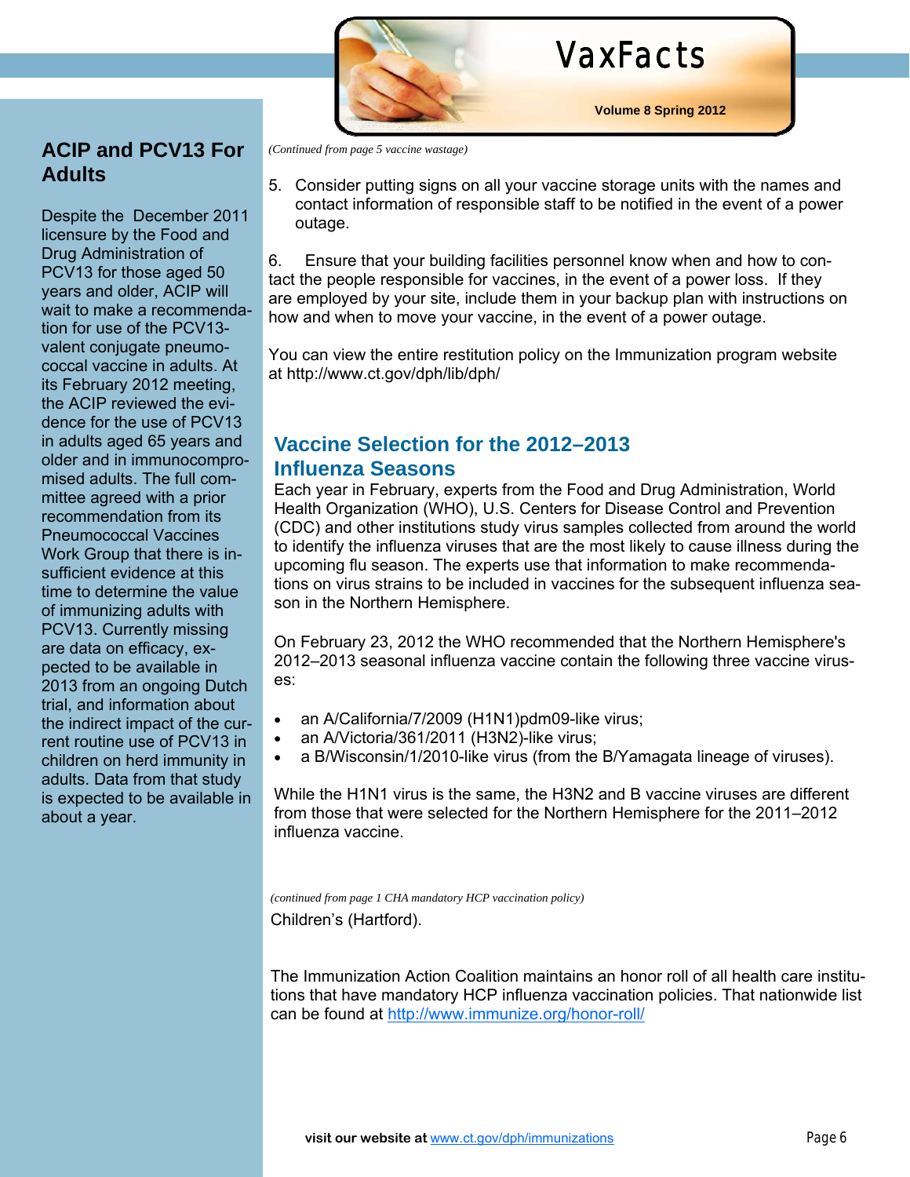## ACIP and PCV13 For Adults

Despite the December 2011 licensure by the Food and Drug Administration of PCV13 for those aged 50 years and older, ACIP will wait to make a recommendation for use of the PCV13-valent conjugate pneumococcal vaccine in adults. At its February 2012 meeting, the ACIP reviewed the evidence for the use of PCV13 in adults aged 65 years and older and in immunocompromised adults. The full committee agreed with a prior recommendation from its Pneumococcal Vaccines Work Group that there is insufficient evidence at this time to determine the value of immunizing adults with PCV13. Currently missing are data on efficacy, expected to be available in 2013 from an ongoing Dutch trial, and information about the indirect impact of the current routine use of PCV13 in children on herd immunity in adults. Data from that study is expected to be available in about a year.

*(Continued from page 5 vaccine wastage)*

5. Consider putting signs on all your vaccine storage units with the names and contact information of responsible staff to be notified in the event of a power outage.

6. Ensure that your building facilities personnel know when and how to contact the people responsible for vaccines, in the event of a power loss. If they are employed by your site, include them in your backup plan with instructions on how and when to move your vaccine, in the event of a power outage.

You can view the entire restitution policy on the Immunization program website at http://www.ct.gov/dph/lib/dph/

## Vaccine Selection for the 2012–2013 Influenza Seasons

Each year in February, experts from the Food and Drug Administration, World Health Organization (WHO), U.S. Centers for Disease Control and Prevention (CDC) and other institutions study virus samples collected from around the world to identify the influenza viruses that are the most likely to cause illness during the upcoming flu season. The experts use that information to make recommendations on virus strains to be included in vaccines for the subsequent influenza season in the Northern Hemisphere.

On February 23, 2012 the WHO recommended that the Northern Hemisphere's 2012–2013 seasonal influenza vaccine contain the following three vaccine viruses:

- an A/California/7/2009 (H1N1)pdm09-like virus;
- an A/Victoria/361/2011 (H3N2)-like virus;
- a B/Wisconsin/1/2010-like virus (from the B/Yamagata lineage of viruses).

While the H1N1 virus is the same, the H3N2 and B vaccine viruses are different from those that were selected for the Northern Hemisphere for the 2011–2012 influenza vaccine.

*(continued from page 1 CHA mandatory HCP vaccination policy)*

Children's (Hartford).

The Immunization Action Coalition maintains an honor roll of all health care institutions that have mandatory HCP influenza vaccination policies. That nationwide list can be found at http://www.immunize.org/honor-roll/

**visit our website at** www.ct.gov/dph/immunizations